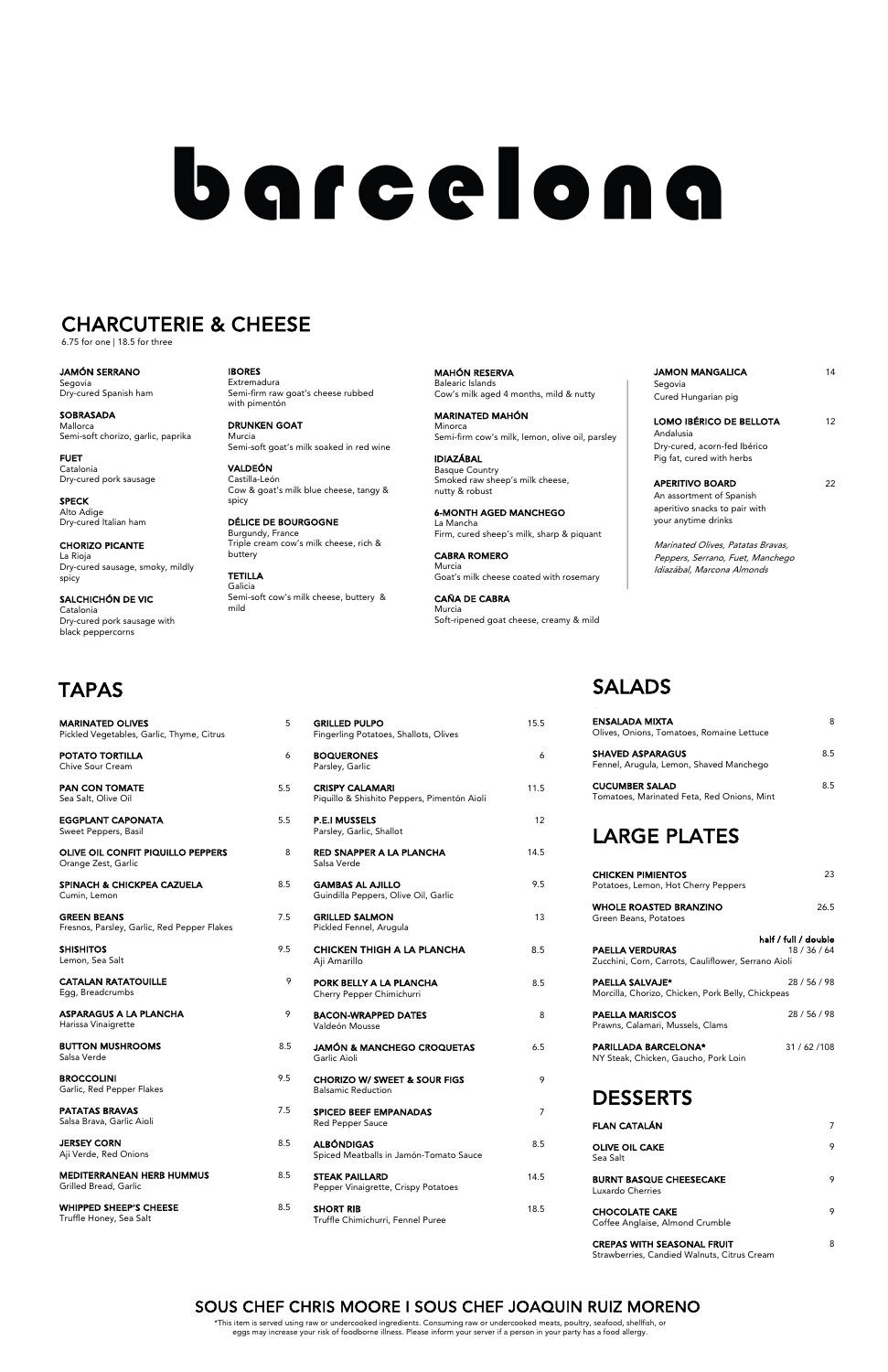# barcelona

## CHARCUTERIE & CHEESE

6.75 for one | 18.5 for three

**JAMÓN SERRANO**
Segovia
Dry-cured Spanish ham

**SOBRASADA**
Mallorca
Semi-soft chorizo, garlic, paprika

**FUET**
Catalonia
Dry-cured pork sausage

**SPECK**
Alto Adige
Dry-cured Italian ham

**CHORIZO PICANTE**
La Rioja
Dry-cured sausage, smoky, mildly spicy

**SALCHICHÓN DE VIC**
Catalonia
Dry-cured pork sausage with black peppercorns

**IBORES**
Extremadura
Semi-firm raw goat's cheese rubbed with pimentón

**DRUNKEN GOAT**
Murcia
Semi-soft goat's milk soaked in red wine

**VALDEÓN**
Castilla-León
Cow & goat's milk blue cheese, tangy & spicy

**DÉLICE DE BOURGOGNE**
Burgundy, France
Triple cream cow's milk cheese, rich & buttery

**TETILLA**
Galicia
Semi-soft cow's milk cheese, buttery & mild

**MAHÓN RESERVA**
Balearic Islands
Cow's milk aged 4 months, mild & nutty

**MARINATED MAHÓN**
Minorca
Semi-firm cow's milk, lemon, olive oil, parsley

**IDIAZÁBAL**
Basque Country
Smoked raw sheep's milk cheese, nutty & robust

**6-MONTH AGED MANCHEGO**
La Mancha
Firm, cured sheep's milk, sharp & piquant

**CABRA ROMERO**
Murcia
Goat's milk cheese coated with rosemary

**CAÑA DE CABRA**
Murcia
Soft-ripened goat cheese, creamy & mild

**JAMON MANGALICA** — 14
Segovia
Cured Hungarian pig

**LOMO IBÉRICO DE BELLOTA** — 12
Andalusia
Dry-cured, acorn-fed Ibérico
Pig fat, cured with herbs

**APERITIVO BOARD** — 22
An assortment of Spanish aperitivo snacks to pair with your anytime drinks

*Marinated Olives, Patatas Bravas, Peppers, Serrano, Fuet, Manchego Idiazábal, Marcona Almonds*

## TAPAS

| Item | Price |
|---|---|
| **MARINATED OLIVES**<br>Pickled Vegetables, Garlic, Thyme, Citrus | 5 |
| **POTATO TORTILLA**<br>Chive Sour Cream | 6 |
| **PAN CON TOMATE**<br>Sea Salt, Olive Oil | 5.5 |
| **EGGPLANT CAPONATA**<br>Sweet Peppers, Basil | 5.5 |
| **OLIVE OIL CONFIT PIQUILLO PEPPERS**<br>Orange Zest, Garlic | 8 |
| **SPINACH & CHICKPEA CAZUELA**<br>Cumin, Lemon | 8.5 |
| **GREEN BEANS**<br>Fresnos, Parsley, Garlic, Red Pepper Flakes | 7.5 |
| **SHISHITOS**<br>Lemon, Sea Salt | 9.5 |
| **CATALAN RATATOUILLE**<br>Egg, Breadcrumbs | 9 |
| **ASPARAGUS A LA PLANCHA**<br>Harissa Vinaigrette | 9 |
| **BUTTON MUSHROOMS**<br>Salsa Verde | 8.5 |
| **BROCCOLINI**<br>Garlic, Red Pepper Flakes | 9.5 |
| **PATATAS BRAVAS**<br>Salsa Brava, Garlic Aioli | 7.5 |
| **JERSEY CORN**<br>Aji Verde, Red Onions | 8.5 |
| **MEDITERRANEAN HERB HUMMUS**<br>Grilled Bread, Garlic | 8.5 |
| **WHIPPED SHEEP'S CHEESE**<br>Truffle Honey, Sea Salt | 8.5 |
| **GRILLED PULPO**<br>Fingerling Potatoes, Shallots, Olives | 15.5 |
| **BOQUERONES**<br>Parsley, Garlic | 6 |
| **CRISPY CALAMARI**<br>Piquillo & Shishito Peppers, Pimentón Aioli | 11.5 |
| **P.E.I MUSSELS**<br>Parsley, Garlic, Shallot | 12 |
| **RED SNAPPER A LA PLANCHA**<br>Salsa Verde | 14.5 |
| **GAMBAS AL AJILLO**<br>Guindilla Peppers, Olive Oil, Garlic | 9.5 |
| **GRILLED SALMON**<br>Pickled Fennel, Arugula | 13 |
| **CHICKEN THIGH A LA PLANCHA**<br>Aji Amarillo | 8.5 |
| **PORK BELLY A LA PLANCHA**<br>Cherry Pepper Chimichurri | 8.5 |
| **BACON-WRAPPED DATES**<br>Valdeón Mousse | 8 |
| **JAMÓN & MANCHEGO CROQUETAS**<br>Garlic Aioli | 6.5 |
| **CHORIZO W/ SWEET & SOUR FIGS**<br>Balsamic Reduction | 9 |
| **SPICED BEEF EMPANADAS**<br>Red Pepper Sauce | 7 |
| **ALBÓNDIGAS**<br>Spiced Meatballs in Jamón-Tomato Sauce | 8.5 |
| **STEAK PAILLARD**<br>Pepper Vinaigrette, Crispy Potatoes | 14.5 |
| **SHORT RIB**<br>Truffle Chimichurri, Fennel Puree | 18.5 |

## SALADS

| Item | Price |
|---|---|
| **ENSALADA MIXTA**<br>Olives, Onions, Tomatoes, Romaine Lettuce | 8 |
| **SHAVED ASPARAGUS**<br>Fennel, Arugula, Lemon, Shaved Manchego | 8.5 |
| **CUCUMBER SALAD**<br>Tomatoes, Marinated Feta, Red Onions, Mint | 8.5 |

## LARGE PLATES

| Item | Price |
|---|---|
| **CHICKEN PIMIENTOS**<br>Potatoes, Lemon, Hot Cherry Peppers | 23 |
| **WHOLE ROASTED BRANZINO**<br>Green Beans, Potatoes | 26.5 |
| | **half / full / double** |
| **PAELLA VERDURAS**<br>Zucchini, Corn, Carrots, Cauliflower, Serrano Aioli | 18 / 36 / 64 |
| **PAELLA SALVAJE***<br>Morcilla, Chorizo, Chicken, Pork Belly, Chickpeas | 28 / 56 / 98 |
| **PAELLA MARISCOS**<br>Prawns, Calamari, Mussels, Clams | 28 / 56 / 98 |
| **PARILLADA BARCELONA***<br>NY Steak, Chicken, Gaucho, Pork Loin | 31 / 62 /108 |

## DESSERTS

| Item | Price |
|---|---|
| **FLAN CATALÁN** | 7 |
| **OLIVE OIL CAKE**<br>Sea Salt | 9 |
| **BURNT BASQUE CHEESECAKE**<br>Luxardo Cherries | 9 |
| **CHOCOLATE CAKE**<br>Coffee Anglaise, Almond Crumble | 9 |
| **CREPAS WITH SEASONAL FRUIT**<br>Strawberries, Candied Walnuts, Citrus Cream | 8 |

## SOUS CHEF CHRIS MOORE I SOUS CHEF JOAQUIN RUIZ MORENO

*This item is served using raw or undercooked ingredients. Consuming raw or undercooked meats, poultry, seafood, shellfish, or eggs may increase your risk of foodborne illness. Please inform your server if a person in your party has a food allergy.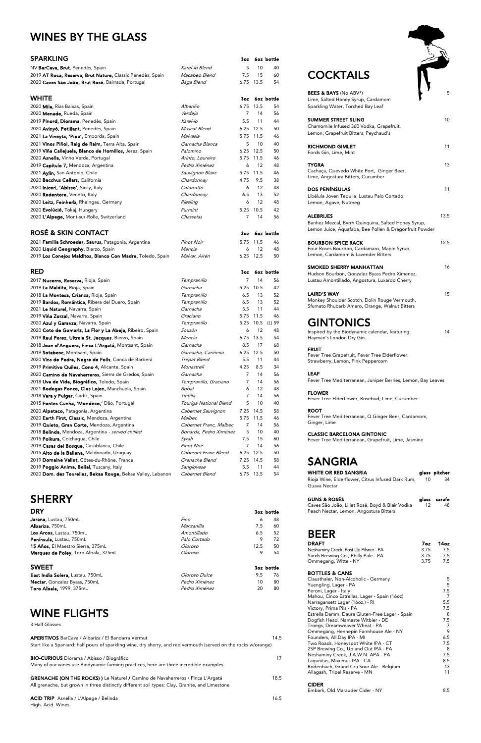# WINES BY THE GLASS

## SPARKLING

| | | 3oz | 6oz | bottle |
|---|---|---|---|---|
| NV **BarCava, Brut**, Penedès, Spain | *Xarel-lo Blend* | 5 | 10 | 40 |
| 2019 **AT Roca, Reserva, Brut Nature,** Classic Penedès, Spain | *Macabeo Blend* | 7.5 | 15 | 60 |
| 2020 **Caves São João, Brut Rosé**, Bairrada, Portugal | *Baga Blend* | 6.75 | 13.5 | 54 |

## WHITE

| | | 3oz | 6oz | bottle |
|---|---|---|---|---|
| 2020 **Mila,** Rías Baixas, Spain | *Albariño* | 6.75 | 13.5 | 54 |
| 2020 **Menade,** Rueda, Spain | *Verdejo* | 7 | 14 | 56 |
| 2019 **Pinord, Diorama**, Penedès, Spain | *Xarel-lo* | 5.5 | 11 | 44 |
| 2020 **Avinyó, Petillant,** Penedès, Spain | *Muscat Blend* | 6.25 | 12.5 | 50 |
| 2021 **La Vineyta, 'Pipa',** Emporda, Spain | *Malvasia* | 5.75 | 11.5 | 46 |
| 2021 **Vinos Piñol, Raig de Raim,** Terra Alta, Spain | *Garnacha Blanca* | 5 | 10 | 40 |
| 2019 **Viña Callejuela, Blanco de Hornillos,** Jerez, Spain | *Palomino* | 6.25 | 12.5 | 50 |
| 2020 **Asnella,** Vinho Verde, Portugal | *Arinto, Loureiro* | 5.75 | 11.5 | 46 |
| 2019 **Capítulo 7,** Mendoza, Argentina | *Pedro Ximénez* | 6 | 12 | 48 |
| 2021 **Aylin,** San Antonio, Chile | *Sauvignon Blanc* | 5.75 | 11.5 | 46 |
| 2020 **Bacchus Cellars,** California | *Chardonnay* | 4.75 | 9.5 | 38 |
| 2020 **Iniceri, 'Abisso',** Sicily, Italy | *Catarratto* | 6 | 12 | 48 |
| 2020 **Redentore,** Veneto, Italy | *Chardonnay* | 6.5 | 13 | 52 |
| 2020 **Leitz, Feinherb,** Rheingau, Germany | *Riesling* | 6 | 12 | 48 |
| 2020 **Evolúció,** Tokaj, Hungary | *Furmint* | 5.25 | 10.5 | 42 |
| 2020 **L'Alpage,** Mont-sur-Rolle, Switzerland | *Chasselas* | 7 | 14 | 56 |

## ROSÉ & SKIN CONTACT

| | | 3oz | 6oz | bottle |
|---|---|---|---|---|
| 2021 **Familia Schroeder, Saurus,** Patagonia, Argentina | *Pinot Noir* | 5.75 | 11.5 | 46 |
| 2020 **Liquid Geography,** Bierzo, Spain | *Mencía* | 6 | 12 | 48 |
| 2019 **Los Conejos Malditos, Blanco Con Madre,** Toledo, Spain | *Malvar, Airén* | 6.25 | 12.5 | 50 |

## RED

| | | 3oz | 6oz | bottle |
|---|---|---|---|---|
| 2017 **Nucerro, Reserva,** Rioja, Spain | *Tempranillo* | 7 | 14 | 56 |
| 2019 **La Maldita,** Rioja, Spain | *Garnacha* | 5.25 | 10.5 | 42 |
| 2018 **La Montesa, Crianza,** Rioja, Spain | *Tempranillo* | 6.5 | 13 | 52 |
| 2019 **Bardos, Romántica,** Ribera del Duero, Spain | *Tempranillo* | 6.5 | 13 | 52 |
| 2021 **Le Naturel,** Navarra, Spain | *Garnacha* | 5.5 | 11 | 44 |
| 2019 **Viña Zorzal,** Navarra, Spain | *Graciano* | 5.75 | 11.5 | 46 |
| 2020 **Azul y Garanza,** Navarra, Spain | *Tempranillo* | 5.25 | 10.5 | (L) 59 |
| 2020 **Coto de Gomariz, La Flor y La Abeja,** Ribeiro, Spain | *Sousón* | 6 | 12 | 48 |
| 2019 **Raul Perez, Ultreia St. Jacques**, Bierzo, Spain | *Mencía* | 6.75 | 13.5 | 54 |
| 2018 **Joan d'Anguera, Finca L'Argatá,** Montsant, Spain | *Garnacha* | 8.5 | 17 | 68 |
| 2019 **Sotabosc,** Montsant, Spain | *Garnacha, Cariñena* | 6.25 | 12.5 | 50 |
| 2020 **Vins de Pedra, Negre de Folls**, Conca de Barberá | *Trepat Blend* | 5.5 | 11 | 44 |
| 2019 **Primitivo Quiles, Cono 4,** Alicante, Spain | *Monastrell* | 4.25 | 8.5 | 34 |
| 2020 **Camino de Navaherreros,** Sierra de Gredos, Spain | *Garnacha* | 7 | 14 | 56 |
| 2018 **Uva de Vida, Biográfico,** Toledo, Spain | *Tempranillo, Graciano* | 7 | 14 | 56 |
| 2021 **Bodegas Ponce, Clos Lojen,** Manchuela, Spain | *Bobal* | 6 | 12 | 48 |
| 2018 **Vara y Pulgar,** Cadíz, Spain | *Tintilla* | 7 | 14 | 56 |
| 2015 **Fontes Cunha, 'Mondeco,'** Dão, Portugal | *Touriga National Blend* | 5 | 10 | 40 |
| 2020 **Alpataco,** Patagonia, Argentina | *Cabernet Sauvignon* | 7.25 | 14.5 | 58 |
| 2020 **Earth First, Classic,** Mendoza, Argentina | *Malbec* | 5.75 | 11.5 | 46 |
| 2019 **Quieto, Gran Corte,** Mendoza, Argentina | *Cabernet Franc, Malbec* | 7 | 14 | 56 |
| 2018 **Belinda,** Mendoza, Argentina - *served chilled* | *Bonarda, Pedro Ximénez* | 5 | 10 | 40 |
| 2015 **Polkura,** Colchagua, Chile | *Syrah* | 7.5 | 15 | 60 |
| 2019 **Casas del Bosque,** Casablanca, Chile | *Pinot Noir* | 7 | 14 | 56 |
| 2015 **Alto de la Ballena,** Maldonado, Uruguay | *Cabernet Franc Blend* | 6.25 | 12.5 | 50 |
| 2019 **Domaine Vallot,** Côtes-du-Rhône, France | *Grenache Blend* | 7.25 | 14.5 | 58 |
| 2019 **Poggio Anima, Belial,** Tuscany, Italy | *Sangiovese* | 5.5 | 11 | 44 |
| 2020 **Dom. des Tourelles, Bekaa Rouge,** Bekaa Valley, Lebanon | *Cabernet Blend* | 6.75 | 13.5 | 54 |

# SHERRY

## DRY

| | | 3oz | bottle |
|---|---|---|---|
| **Jarana,** Lustau, 750mL | *Fino* | 6 | 48 |
| **Albariza**, 750mL | *Manzanilla* | 7.5 | 60 |
| **Los Arcos,** Lustau, 750mL | *Amontillado* | 6.5 | 52 |
| **Península,** Lustau, 750mL | *Palo Cortado* | 9 | 72 |
| **15 Años,** El Maestro Sierra, 375mL | *Oloroso* | 12.5 | 50 |
| **Marques de Poley**, Toro Albala, 375mL | *Oloroso* | 9 | 54 |

## SWEET

| | | 3oz | bottle |
|---|---|---|---|
| **East India Solera,** Lustau, 750mL | *Oloroso Dulce* | 9.5 | 76 |
| **Nectar**, Gonzalez Byass, 750mL | *Pedro Ximénez* | 10 | 80 |
| **Toro Albala,** 1999, 375mL | *Pedro Ximénez* | 20 | 80 |

# WINE FLIGHTS

3 Half Glasses

**APERITIVOS** BarCava / Albariza / El Bandarra Vermut — 14.5
Start like a Spaniard: half pours of sparkling wine, dry sherry, and red vermouth (served on the rocks w/orange)

**BIO-CURIOUS** Diorama / Abisso / Biográfico — 17
Many of our wines use Biodynamic farming practices, here are three incredible examples

**GRENACHE (ON THE ROCKS) )** Le Naturel **/** Camino de Navaherreros / Finca L'Argatá — 18.5
All grenache, but grown in three distinctly different soil types: Clay, Granite, and Limestone

**ACID TRIP** Asnella / L'Alpage / Belinda — 16.5
High. Acid. Wines.

# COCKTAILS

**BEES & BAYS** (No ABV*) — 5
Lime, Salted Honey Syrup, Cardamom
Sparkling Water, Torched Bay Leaf

**SUMMER STREET SLING** — 10
Chamomile Infused 360 Vodka, Grapefruit,
Lemon, Grapefruit Bitters, Peychaud's

**RICHMOND GIMLET** — 11
Fords Gin, Lime, Mint

**TYGRA** — 13
Cachaça, Quevedo White Port, Ginger Beer,
Lime, Angostura Bitters, Cucumber

**DOS PENÍNSULAS** — 11
Libélula Joven Tequila, Lustau Palo Cortado
Lemon, Agave, Nutmeg

**ALEBRIJES** — 13.5
Banhez Mezcal, Byrrh Quinquina, Salted Honey Syrup,
Lemon Juice, Aquafaba, Bee Pollen & Dragonfruit Powder

**BOURBON SPICE RACK** — 12.5
Four Roses Bourbon, Cardamaro, Maple Syrup,
Lemon, Cardamom & Lavender Bitters

**SMOKED SHERRY MANHATTAN** — 16
Hudson Bourbon, Gonzalez Byass Pedro Ximenez,
Lustau Amontillado, Angostura, Luxardo Cherry

**LAIRD'S WAY** — 15
Monkey Shoulder Scotch, Dolin Rouge Vermouth,
Sfumato Rhubarb Amaro, Orange, Walnut Bitters

# GINTONICS

Inspired by the Biodynamic calendar, featuring Hayman's London Dry Gin. — 14

**FRUIT**
Fever Tree Grapefruit, Fever Tree Elderflower,
Strawberry, Lemon, Pink Peppercorn

**LEAF**
Fever Tree Mediterranean, Juniper Berries, Lemon, Bay Leaves

**FLOWER**
Fever Tree Elderflower, Rosebud, Lime, Cucumber

**ROOT**
Fever Tree Mediterranean, Q Ginger Beer, Cardamom,
Ginger, Lime

**CLASSIC BARCELONA GINTONIC**
Fever Tree Mediterranean, Grapefruit, Lime, Jasmine

# SANGRIA

| | glass | pitcher |
|---|---|---|
| **WHITE OR RED SANGRIA** Rioja Wine, Elderflower, Citrus Infused Dark Rum, Guava Nectar | 10 | 34 |

| | glass | carafe |
|---|---|---|
| **GUNS & ROSÉS** Caves São João, Lillet Rosé, Boyd & Blair Vodka Peach Nectar, Lemon, Angostura Bitters | 12 | 48 |

# BEER

| DRAFT | 7oz | 14oz |
|---|---|---|
| Neshaminy Creek, Post Up Pilsner - PA | 3.75 | 7.5 |
| Yards Brewing Co., Philly Pale - PA | 3.75 | 7.5 |
| Ommegang, Witte - NY | 3.75 | 7.5 |

| BOTTLES & CANS | |
|---|---|
| Clausthaler, Non-Alcoholic - Germany | 5 |
| Yuengling, Lager - PA | 5 |
| Peroni, Lager - Italy | 7.5 |
| Mahou, Cinco Estrellas, Lager - Spain (16oz) | 7 |
| Narragansett Lager (16oz.) - RI | 5.5 |
| Victory, Prima Pils - PA | 7.5 |
| Estrella Damm, Daura Gluten-Free Lager - Spain | 8 |
| Dogfish Head, Namaste Witbier - DE | 7.5 |
| Troegs, Dreamweaver Wheat - PA | 7 |
| Ommegang, Hennepin Farmhouse Ale - NY | 9 |
| Founders, All Day IPA - MI | 6.5 |
| Two Roads, Honeyspot White IPA - CT | 7.5 |
| 2SP Brewing Co., Up and Out IPA - PA | 8 |
| Neshaminy Creek, J.A.W.N. APA - PA | 7.5 |
| Lagunitas, Maximus IPA - CA | 8.5 |
| Rodenbach, Grand Cru Sour Ale - Belgium | 13 |
| Allagash, Tripel Reserve - MN | 11 |

| CIDER | |
|---|---|
| Embark, Old Marauder Cider - NY | 8.5 |